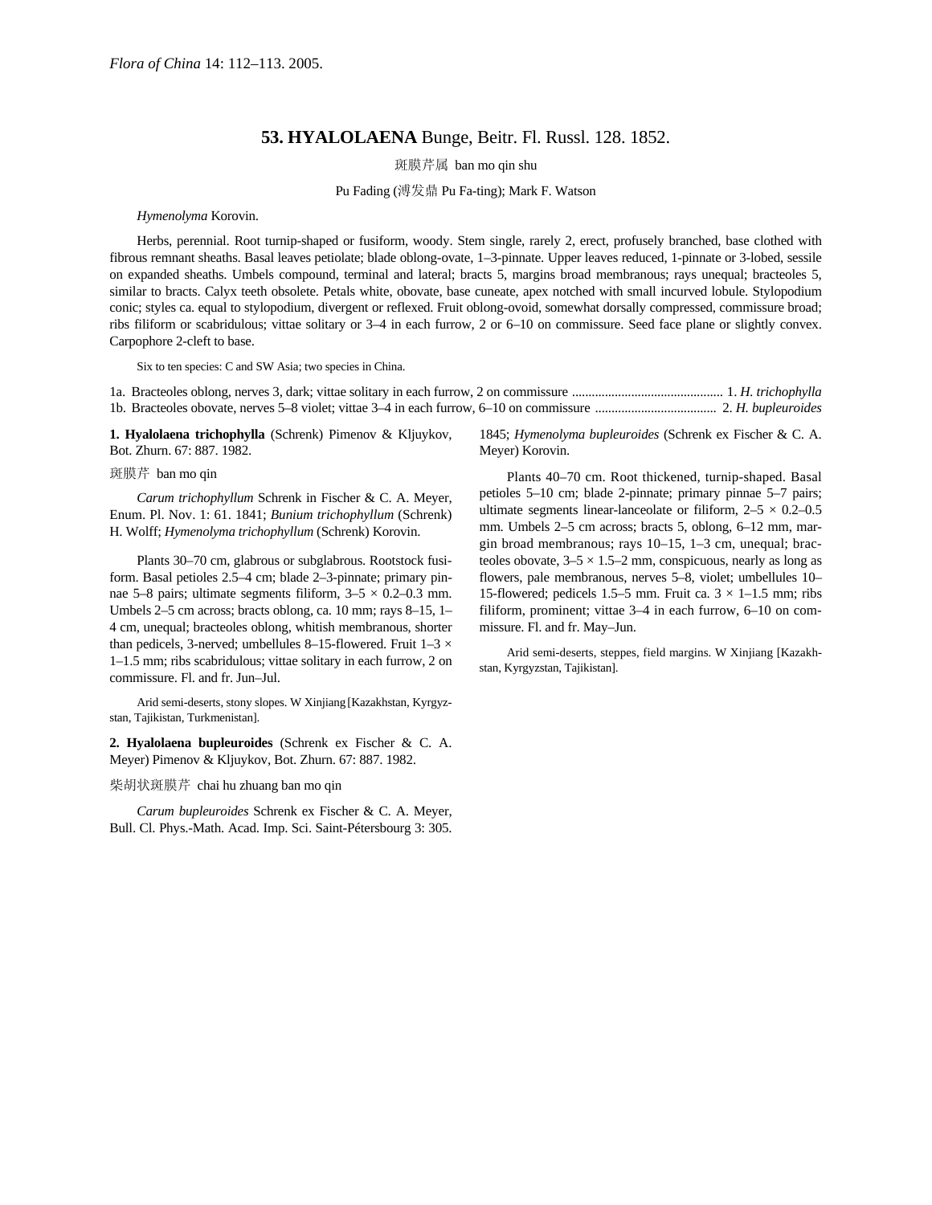*Flora of China* 14: 112–113. 2005.

# 53. HYALOLAENA Bunge, Beitr. Fl. Russl. 128. 1852.

斑膜芹属 ban mo qin shu

Pu Fading (溥发鼎 Pu Fa-ting); Mark F. Watson

*Hymenolyma* Korovin.

Herbs, perennial. Root turnip-shaped or fusiform, woody. Stem single, rarely 2, erect, profusely branched, base clothed with fibrous remnant sheaths. Basal leaves petiolate; blade oblong-ovate, 1–3-pinnate. Upper leaves reduced, 1-pinnate or 3-lobed, sessile on expanded sheaths. Umbels compound, terminal and lateral; bracts 5, margins broad membranous; rays unequal; bracteoles 5, similar to bracts. Calyx teeth obsolete. Petals white, obovate, base cuneate, apex notched with small incurved lobule. Stylopodium conic; styles ca. equal to stylopodium, divergent or reflexed. Fruit oblong-ovoid, somewhat dorsally compressed, commissure broad; ribs filiform or scabridulous; vittae solitary or 3–4 in each furrow, 2 or 6–10 on commissure. Seed face plane or slightly convex. Carpophore 2-cleft to base.

Six to ten species: C and SW Asia; two species in China.

1a. Bracteoles oblong, nerves 3, dark; vittae solitary in each furrow, 2 on commissure ............................................. 1. *H. trichophylla*
1b. Bracteoles obovate, nerves 5–8 violet; vittae 3–4 in each furrow, 6–10 on commissure .................................... 2. *H. bupleuroides*

**1. Hyalolaena trichophylla** (Schrenk) Pimenov & Kljuykov, Bot. Zhurn. 67: 887. 1982.

斑膜芹 ban mo qin

*Carum trichophyllum* Schrenk in Fischer & C. A. Meyer, Enum. Pl. Nov. 1: 61. 1841; *Bunium trichophyllum* (Schrenk) H. Wolff; *Hymenolyma trichophyllum* (Schrenk) Korovin.

Plants 30–70 cm, glabrous or subglabrous. Rootstock fusiform. Basal petioles 2.5–4 cm; blade 2–3-pinnate; primary pinnae 5–8 pairs; ultimate segments filiform, 3–5 × 0.2–0.3 mm. Umbels 2–5 cm across; bracts oblong, ca. 10 mm; rays 8–15, 1–4 cm, unequal; bracteoles oblong, whitish membranous, shorter than pedicels, 3-nerved; umbellules 8–15-flowered. Fruit 1–3 × 1–1.5 mm; ribs scabridulous; vittae solitary in each furrow, 2 on commissure. Fl. and fr. Jun–Jul.

Arid semi-deserts, stony slopes. W Xinjiang [Kazakhstan, Kyrgyzstan, Tajikistan, Turkmenistan].

**2. Hyalolaena bupleuroides** (Schrenk ex Fischer & C. A. Meyer) Pimenov & Kljuykov, Bot. Zhurn. 67: 887. 1982.

柴胡状斑膜芹 chai hu zhuang ban mo qin

*Carum bupleuroides* Schrenk ex Fischer & C. A. Meyer, Bull. Cl. Phys.-Math. Acad. Imp. Sci. Saint-Pétersbourg 3: 305. 1845; *Hymenolyma bupleuroides* (Schrenk ex Fischer & C. A. Meyer) Korovin.

Plants 40–70 cm. Root thickened, turnip-shaped. Basal petioles 5–10 cm; blade 2-pinnate; primary pinnae 5–7 pairs; ultimate segments linear-lanceolate or filiform, 2–5 × 0.2–0.5 mm. Umbels 2–5 cm across; bracts 5, oblong, 6–12 mm, margin broad membranous; rays 10–15, 1–3 cm, unequal; bracteoles obovate, 3–5 × 1.5–2 mm, conspicuous, nearly as long as flowers, pale membranous, nerves 5–8, violet; umbellules 10–15-flowered; pedicels 1.5–5 mm. Fruit ca. 3 × 1–1.5 mm; ribs filiform, prominent; vittae 3–4 in each furrow, 6–10 on commissure. Fl. and fr. May–Jun.

Arid semi-deserts, steppes, field margins. W Xinjiang [Kazakhstan, Kyrgyzstan, Tajikistan].